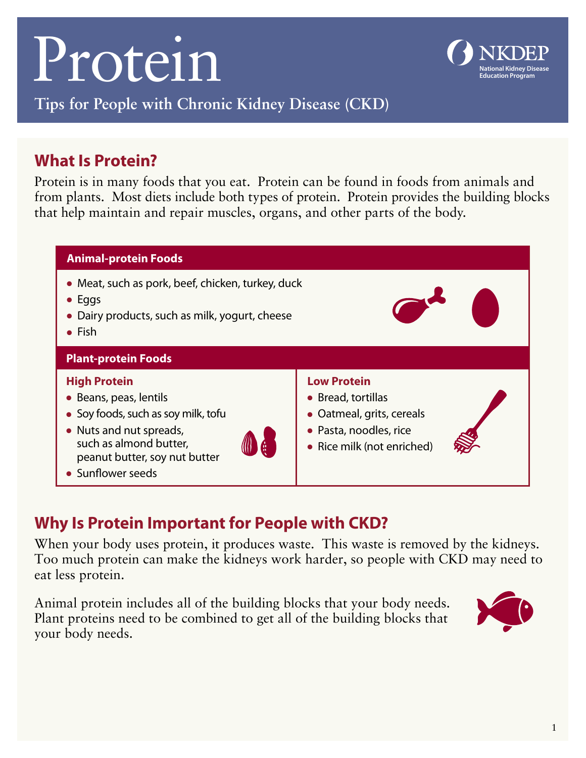# Protein

**NKDEP** National Kidney Disease Education Program

## Tips for People with Chronic Kidney Disease (CKD)

## What Is Protein?

Protein is in many foods that you eat. Protein can be found in foods from animals and from plants. Most diets include both types of protein. Protein provides the building blocks that help maintain and repair muscles, organs, and other parts of the body.

### Animal-protein Foods

- Meat, such as pork, beef, chicken, turkey, duck
- Eggs
- Dairy products, such as milk, yogurt, cheese
- Fish

### Plant-protein Foods

**High Protein**

- Beans, peas, lentils
- Soy foods, such as soy milk, tofu
- Nuts and nut spreads, such as almond butter, peanut butter, soy nut butter
- Sunflower seeds

**Low Protein**

- Bread, tortillas
- Oatmeal, grits, cereals
- Pasta, noodles, rice
- Rice milk (not enriched)

## Why Is Protein Important for People with CKD?

When your body uses protein, it produces waste. This waste is removed by the kidneys. Too much protein can make the kidneys work harder, so people with CKD may need to eat less protein.

Animal protein includes all of the building blocks that your body needs. Plant proteins need to be combined to get all of the building blocks that your body needs.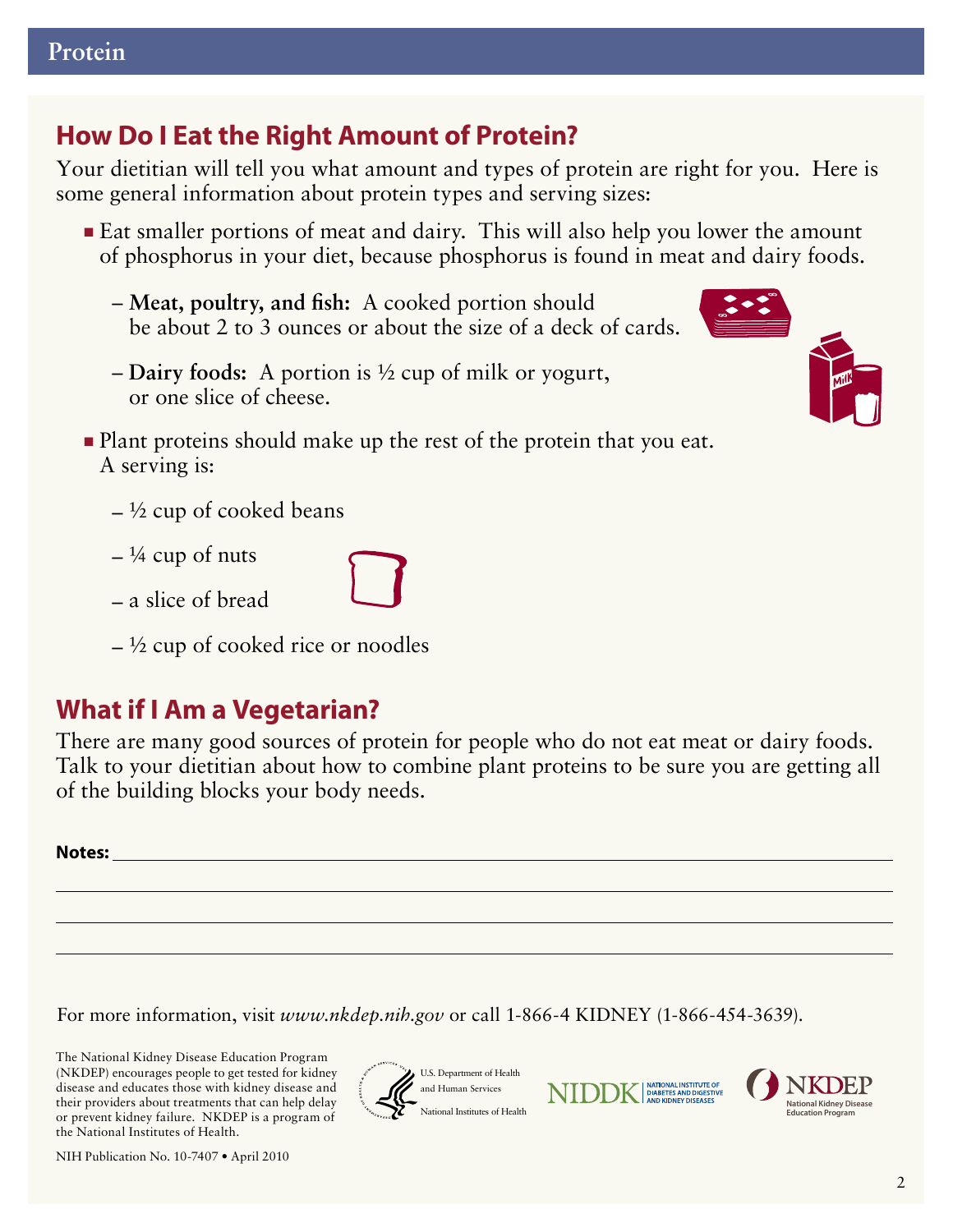# Protein

## How Do I Eat the Right Amount of Protein?

Your dietitian will tell you what amount and types of protein are right for you. Here is some general information about protein types and serving sizes:

- Eat smaller portions of meat and dairy. This will also help you lower the amount of phosphorus in your diet, because phosphorus is found in meat and dairy foods.
  - **Meat, poultry, and fish:** A cooked portion should be about 2 to 3 ounces or about the size of a deck of cards.
  - **Dairy foods:** A portion is ½ cup of milk or yogurt, or one slice of cheese.
- Plant proteins should make up the rest of the protein that you eat. A serving is:
  - ½ cup of cooked beans
  - ¼ cup of nuts
  - a slice of bread
  - ½ cup of cooked rice or noodles

## What if I Am a Vegetarian?

There are many good sources of protein for people who do not eat meat or dairy foods. Talk to your dietitian about how to combine plant proteins to be sure you are getting all of the building blocks your body needs.

**Notes:** ______________________________________________

For more information, visit *www.nkdep.nih.gov* or call 1-866-4 KIDNEY (1-866-454-3639).

The National Kidney Disease Education Program (NKDEP) encourages people to get tested for kidney disease and educates those with kidney disease and their providers about treatments that can help delay or prevent kidney failure. NKDEP is a program of the National Institutes of Health.

U.S. Department of Health and Human Services
National Institutes of Health

NIDDK NATIONAL INSTITUTE OF DIABETES AND DIGESTIVE AND KIDNEY DISEASES

NKDEP National Kidney Disease Education Program

NIH Publication No. 10-7407 • April 2010